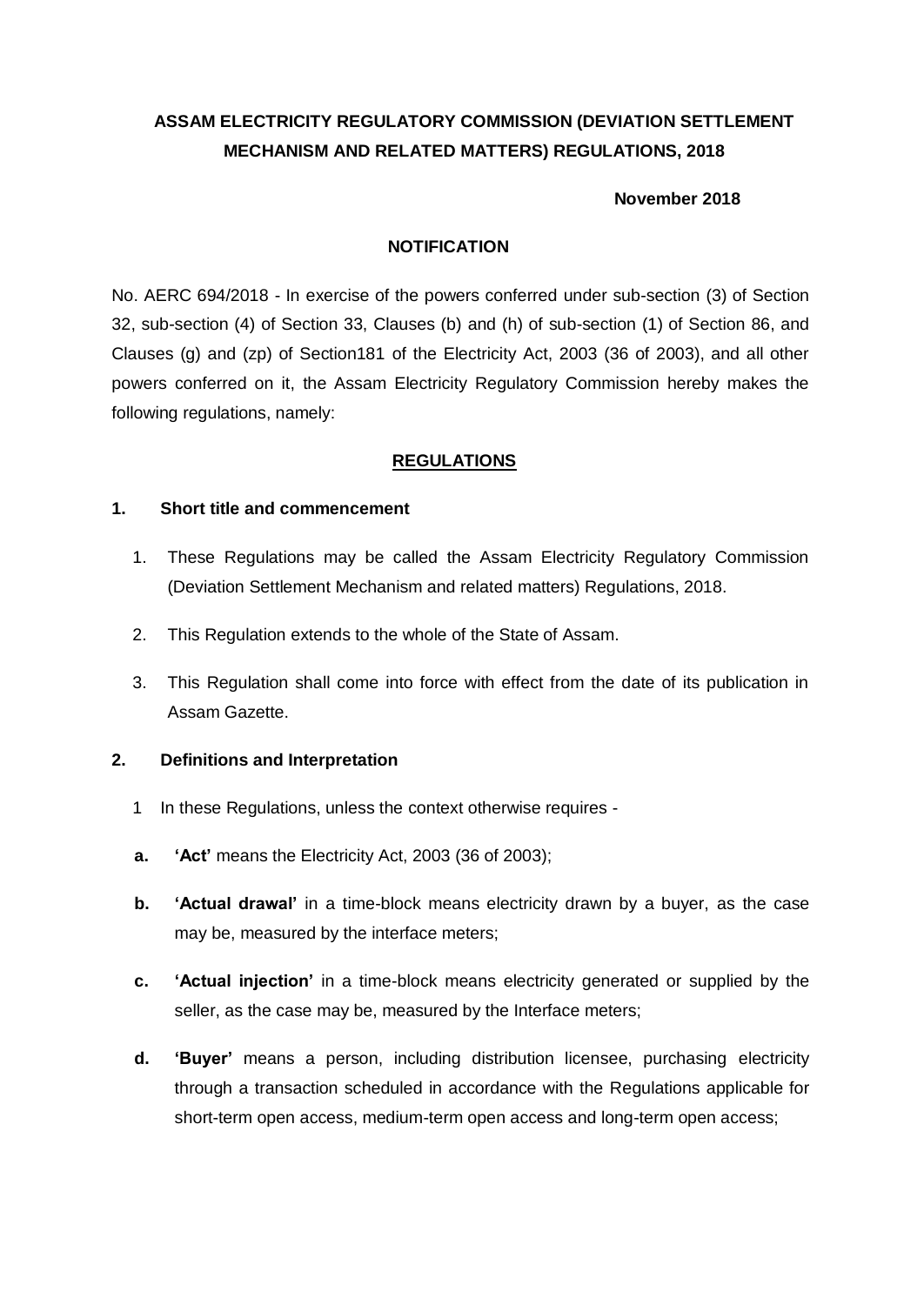# ASSAM ELECTRICITY REGULATORY COMMISSION (DEVIATION SETTLEMENT MECHANISM AND RELATED MATTERS) REGULATIONS, 2018

**November 2018**

**NOTIFICATION**

No. AERC 694/2018 - In exercise of the powers conferred under sub-section (3) of Section 32, sub-section (4) of Section 33, Clauses (b) and (h) of sub-section (1) of Section 86, and Clauses (g) and (zp) of Section181 of the Electricity Act, 2003 (36 of 2003), and all other powers conferred on it, the Assam Electricity Regulatory Commission hereby makes the following regulations, namely:

## REGULATIONS

### 1. Short title and commencement

1. These Regulations may be called the Assam Electricity Regulatory Commission (Deviation Settlement Mechanism and related matters) Regulations, 2018.
2. This Regulation extends to the whole of the State of Assam.
3. This Regulation shall come into force with effect from the date of its publication in Assam Gazette.

### 2. Definitions and Interpretation

1 In these Regulations, unless the context otherwise requires -

**a. 'Act'** means the Electricity Act, 2003 (36 of 2003);

**b. 'Actual drawal'** in a time-block means electricity drawn by a buyer, as the case may be, measured by the interface meters;

**c. 'Actual injection'** in a time-block means electricity generated or supplied by the seller, as the case may be, measured by the Interface meters;

**d. 'Buyer'** means a person, including distribution licensee, purchasing electricity through a transaction scheduled in accordance with the Regulations applicable for short-term open access, medium-term open access and long-term open access;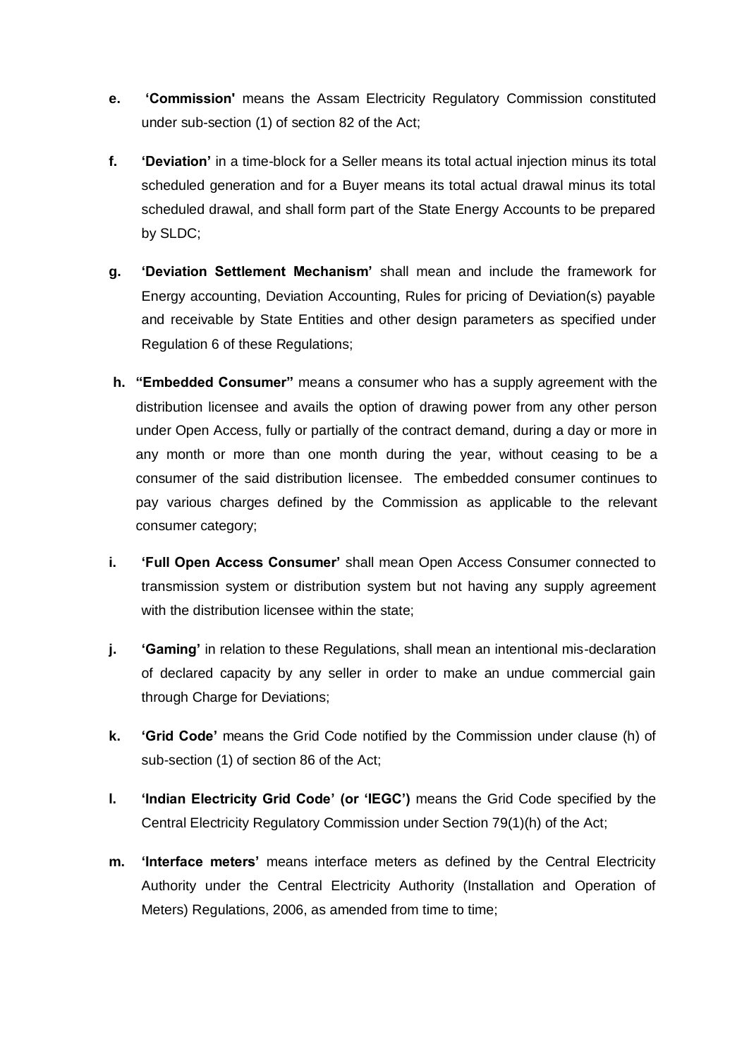e. **'Commission'** means the Assam Electricity Regulatory Commission constituted under sub-section (1) of section 82 of the Act;

f. **'Deviation'** in a time-block for a Seller means its total actual injection minus its total scheduled generation and for a Buyer means its total actual drawal minus its total scheduled drawal, and shall form part of the State Energy Accounts to be prepared by SLDC;

g. **'Deviation Settlement Mechanism'** shall mean and include the framework for Energy accounting, Deviation Accounting, Rules for pricing of Deviation(s) payable and receivable by State Entities and other design parameters as specified under Regulation 6 of these Regulations;

h. **"Embedded Consumer"** means a consumer who has a supply agreement with the distribution licensee and avails the option of drawing power from any other person under Open Access, fully or partially of the contract demand, during a day or more in any month or more than one month during the year, without ceasing to be a consumer of the said distribution licensee. The embedded consumer continues to pay various charges defined by the Commission as applicable to the relevant consumer category;

i. **'Full Open Access Consumer'** shall mean Open Access Consumer connected to transmission system or distribution system but not having any supply agreement with the distribution licensee within the state;

j. **'Gaming'** in relation to these Regulations, shall mean an intentional mis-declaration of declared capacity by any seller in order to make an undue commercial gain through Charge for Deviations;

k. **'Grid Code'** means the Grid Code notified by the Commission under clause (h) of sub-section (1) of section 86 of the Act;

l. **'Indian Electricity Grid Code' (or 'IEGC')** means the Grid Code specified by the Central Electricity Regulatory Commission under Section 79(1)(h) of the Act;

m. **'Interface meters'** means interface meters as defined by the Central Electricity Authority under the Central Electricity Authority (Installation and Operation of Meters) Regulations, 2006, as amended from time to time;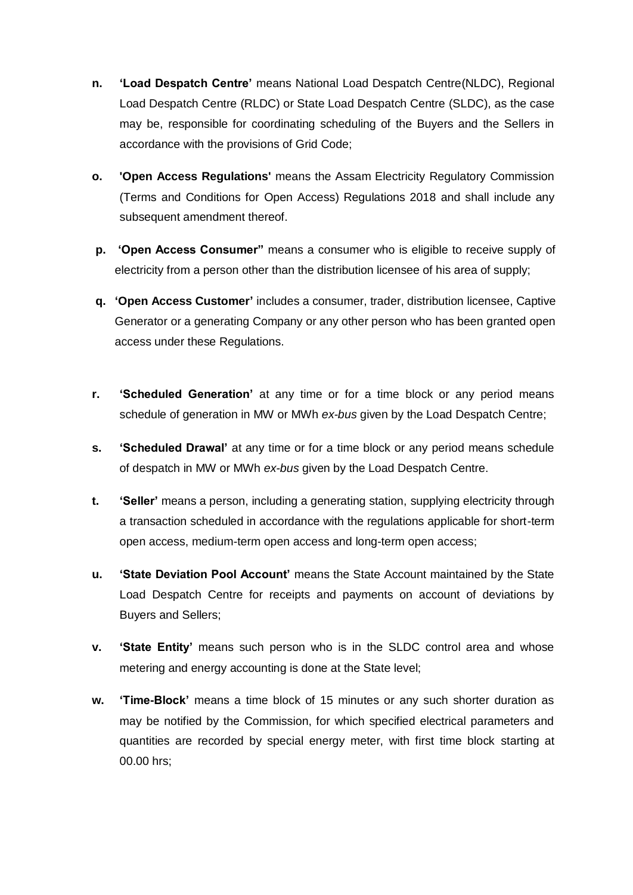**n.** **'Load Despatch Centre'** means National Load Despatch Centre(NLDC), Regional Load Despatch Centre (RLDC) or State Load Despatch Centre (SLDC), as the case may be, responsible for coordinating scheduling of the Buyers and the Sellers in accordance with the provisions of Grid Code;

**o.** **'Open Access Regulations'** means the Assam Electricity Regulatory Commission (Terms and Conditions for Open Access) Regulations 2018 and shall include any subsequent amendment thereof.

**p.** **'Open Access Consumer"** means a consumer who is eligible to receive supply of electricity from a person other than the distribution licensee of his area of supply;

**q.** **'Open Access Customer'** includes a consumer, trader, distribution licensee, Captive Generator or a generating Company or any other person who has been granted open access under these Regulations.

**r.** **'Scheduled Generation'** at any time or for a time block or any period means schedule of generation in MW or MWh *ex-bus* given by the Load Despatch Centre;

**s.** **'Scheduled Drawal'** at any time or for a time block or any period means schedule of despatch in MW or MWh *ex-bus* given by the Load Despatch Centre.

**t.** **'Seller'** means a person, including a generating station, supplying electricity through a transaction scheduled in accordance with the regulations applicable for short-term open access, medium-term open access and long-term open access;

**u.** **'State Deviation Pool Account'** means the State Account maintained by the State Load Despatch Centre for receipts and payments on account of deviations by Buyers and Sellers;

**v.** **'State Entity'** means such person who is in the SLDC control area and whose metering and energy accounting is done at the State level;

**w.** **'Time-Block'** means a time block of 15 minutes or any such shorter duration as may be notified by the Commission, for which specified electrical parameters and quantities are recorded by special energy meter, with first time block starting at 00.00 hrs;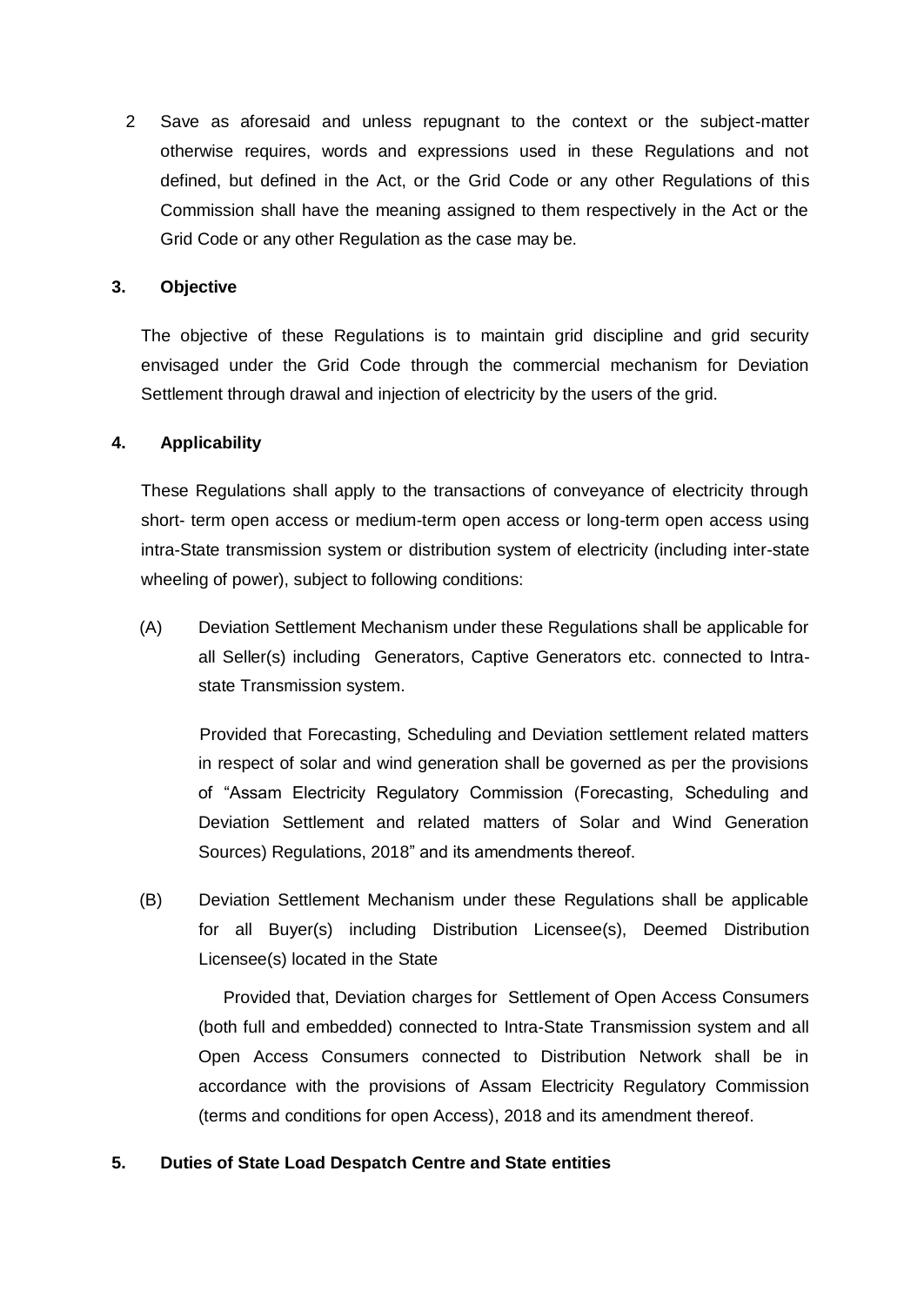2 Save as aforesaid and unless repugnant to the context or the subject-matter otherwise requires, words and expressions used in these Regulations and not defined, but defined in the Act, or the Grid Code or any other Regulations of this Commission shall have the meaning assigned to them respectively in the Act or the Grid Code or any other Regulation as the case may be.

**3. Objective**

The objective of these Regulations is to maintain grid discipline and grid security envisaged under the Grid Code through the commercial mechanism for Deviation Settlement through drawal and injection of electricity by the users of the grid.

**4. Applicability**

These Regulations shall apply to the transactions of conveyance of electricity through short- term open access or medium-term open access or long-term open access using intra-State transmission system or distribution system of electricity (including inter-state wheeling of power), subject to following conditions:

(A) Deviation Settlement Mechanism under these Regulations shall be applicable for all Seller(s) including Generators, Captive Generators etc. connected to Intra-state Transmission system.

Provided that Forecasting, Scheduling and Deviation settlement related matters in respect of solar and wind generation shall be governed as per the provisions of "Assam Electricity Regulatory Commission (Forecasting, Scheduling and Deviation Settlement and related matters of Solar and Wind Generation Sources) Regulations, 2018" and its amendments thereof.

(B) Deviation Settlement Mechanism under these Regulations shall be applicable for all Buyer(s) including Distribution Licensee(s), Deemed Distribution Licensee(s) located in the State

Provided that, Deviation charges for Settlement of Open Access Consumers (both full and embedded) connected to Intra-State Transmission system and all Open Access Consumers connected to Distribution Network shall be in accordance with the provisions of Assam Electricity Regulatory Commission (terms and conditions for open Access), 2018 and its amendment thereof.

**5. Duties of State Load Despatch Centre and State entities**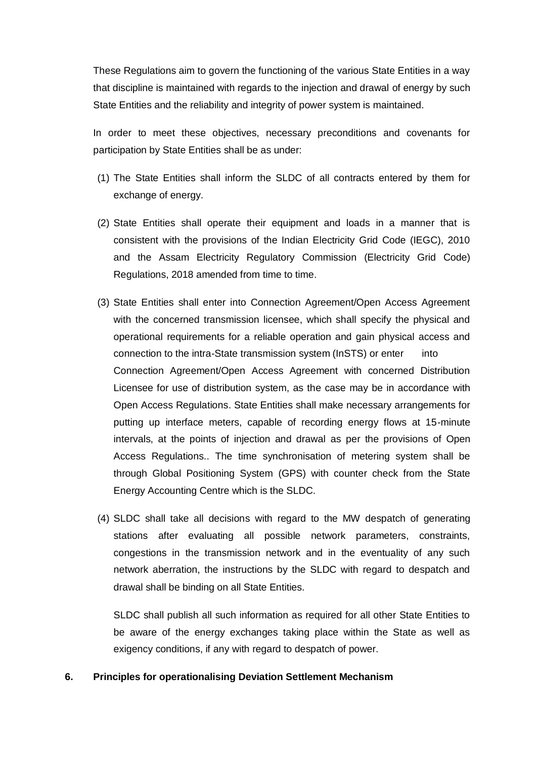These Regulations aim to govern the functioning of the various State Entities in a way that discipline is maintained with regards to the injection and drawal of energy by such State Entities and the reliability and integrity of power system is maintained.

In order to meet these objectives, necessary preconditions and covenants for participation by State Entities shall be as under:

(1) The State Entities shall inform the SLDC of all contracts entered by them for exchange of energy.

(2) State Entities shall operate their equipment and loads in a manner that is consistent with the provisions of the Indian Electricity Grid Code (IEGC), 2010 and the Assam Electricity Regulatory Commission (Electricity Grid Code) Regulations, 2018 amended from time to time.

(3) State Entities shall enter into Connection Agreement/Open Access Agreement with the concerned transmission licensee, which shall specify the physical and operational requirements for a reliable operation and gain physical access and connection to the intra-State transmission system (InSTS) or enter into Connection Agreement/Open Access Agreement with concerned Distribution Licensee for use of distribution system, as the case may be in accordance with Open Access Regulations. State Entities shall make necessary arrangements for putting up interface meters, capable of recording energy flows at 15-minute intervals, at the points of injection and drawal as per the provisions of Open Access Regulations.. The time synchronisation of metering system shall be through Global Positioning System (GPS) with counter check from the State Energy Accounting Centre which is the SLDC.

(4) SLDC shall take all decisions with regard to the MW despatch of generating stations after evaluating all possible network parameters, constraints, congestions in the transmission network and in the eventuality of any such network aberration, the instructions by the SLDC with regard to despatch and drawal shall be binding on all State Entities.

SLDC shall publish all such information as required for all other State Entities to be aware of the energy exchanges taking place within the State as well as exigency conditions, if any with regard to despatch of power.

## 6. Principles for operationalising Deviation Settlement Mechanism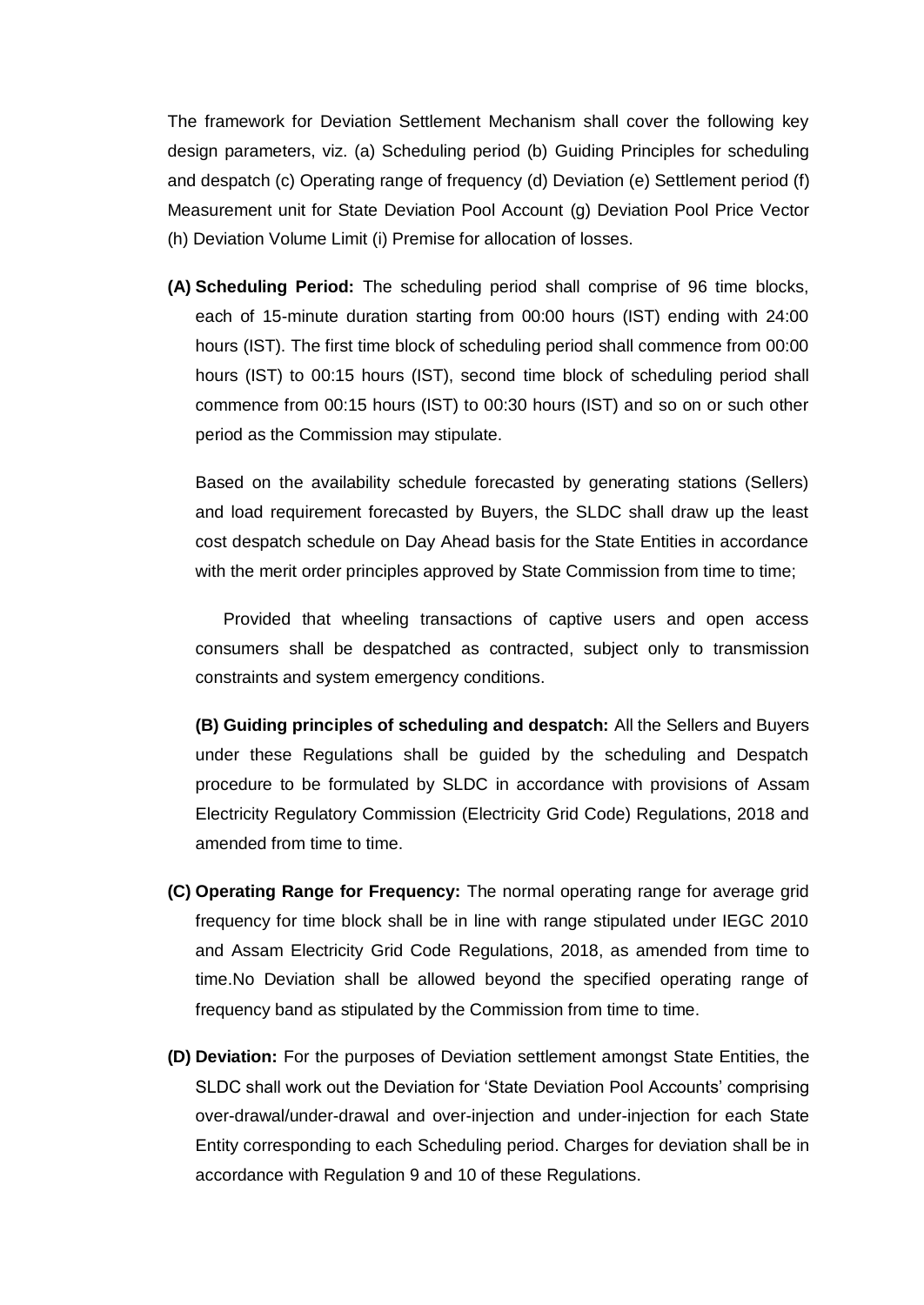The framework for Deviation Settlement Mechanism shall cover the following key design parameters, viz. (a) Scheduling period (b) Guiding Principles for scheduling and despatch (c) Operating range of frequency (d) Deviation (e) Settlement period (f) Measurement unit for State Deviation Pool Account (g) Deviation Pool Price Vector (h) Deviation Volume Limit (i) Premise for allocation of losses.

**(A) Scheduling Period:** The scheduling period shall comprise of 96 time blocks, each of 15-minute duration starting from 00:00 hours (IST) ending with 24:00 hours (IST). The first time block of scheduling period shall commence from 00:00 hours (IST) to 00:15 hours (IST), second time block of scheduling period shall commence from 00:15 hours (IST) to 00:30 hours (IST) and so on or such other period as the Commission may stipulate.

Based on the availability schedule forecasted by generating stations (Sellers) and load requirement forecasted by Buyers, the SLDC shall draw up the least cost despatch schedule on Day Ahead basis for the State Entities in accordance with the merit order principles approved by State Commission from time to time;

Provided that wheeling transactions of captive users and open access consumers shall be despatched as contracted, subject only to transmission constraints and system emergency conditions.

**(B) Guiding principles of scheduling and despatch:** All the Sellers and Buyers under these Regulations shall be guided by the scheduling and Despatch procedure to be formulated by SLDC in accordance with provisions of Assam Electricity Regulatory Commission (Electricity Grid Code) Regulations, 2018 and amended from time to time.

**(C) Operating Range for Frequency:** The normal operating range for average grid frequency for time block shall be in line with range stipulated under IEGC 2010 and Assam Electricity Grid Code Regulations, 2018, as amended from time to time.No Deviation shall be allowed beyond the specified operating range of frequency band as stipulated by the Commission from time to time.

**(D) Deviation:** For the purposes of Deviation settlement amongst State Entities, the SLDC shall work out the Deviation for 'State Deviation Pool Accounts' comprising over-drawal/under-drawal and over-injection and under-injection for each State Entity corresponding to each Scheduling period. Charges for deviation shall be in accordance with Regulation 9 and 10 of these Regulations.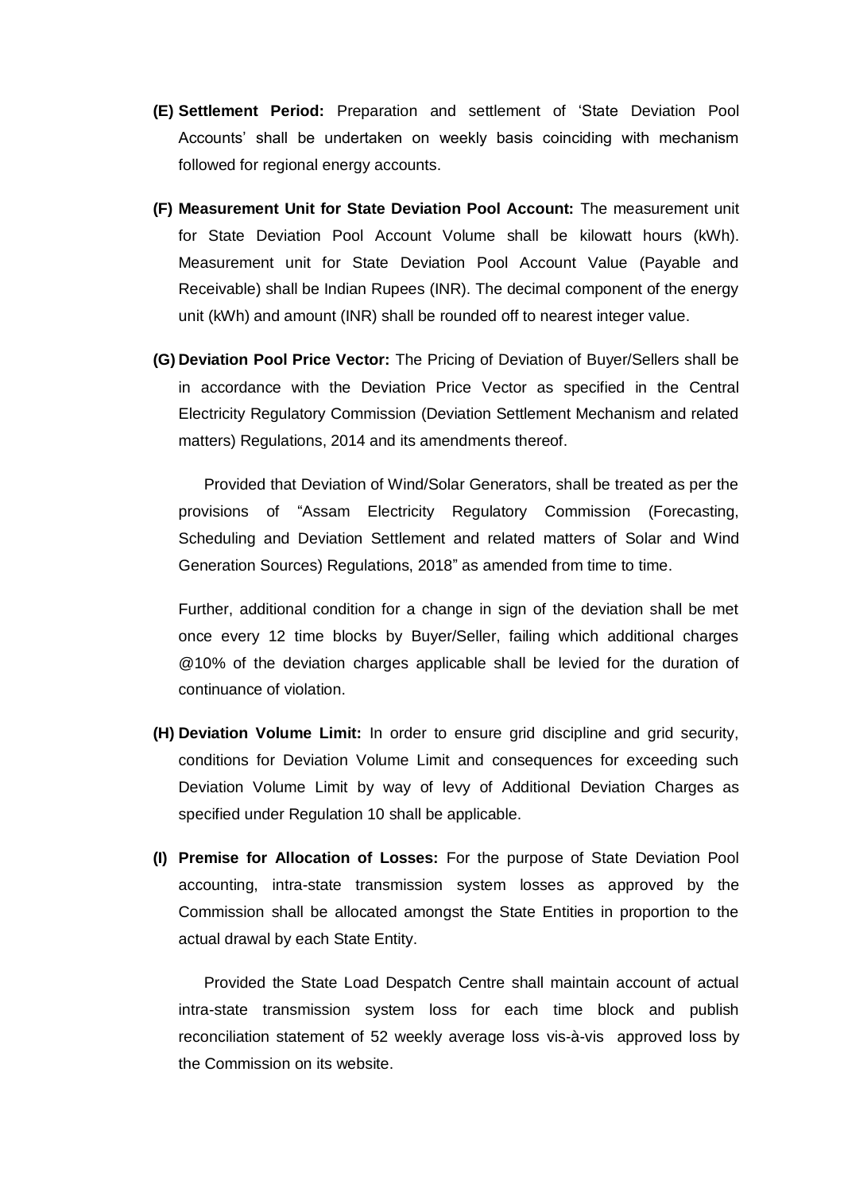**(E) Settlement Period:** Preparation and settlement of 'State Deviation Pool Accounts' shall be undertaken on weekly basis coinciding with mechanism followed for regional energy accounts.

**(F) Measurement Unit for State Deviation Pool Account:** The measurement unit for State Deviation Pool Account Volume shall be kilowatt hours (kWh). Measurement unit for State Deviation Pool Account Value (Payable and Receivable) shall be Indian Rupees (INR). The decimal component of the energy unit (kWh) and amount (INR) shall be rounded off to nearest integer value.

**(G) Deviation Pool Price Vector:** The Pricing of Deviation of Buyer/Sellers shall be in accordance with the Deviation Price Vector as specified in the Central Electricity Regulatory Commission (Deviation Settlement Mechanism and related matters) Regulations, 2014 and its amendments thereof.

Provided that Deviation of Wind/Solar Generators, shall be treated as per the provisions of "Assam Electricity Regulatory Commission (Forecasting, Scheduling and Deviation Settlement and related matters of Solar and Wind Generation Sources) Regulations, 2018" as amended from time to time.

Further, additional condition for a change in sign of the deviation shall be met once every 12 time blocks by Buyer/Seller, failing which additional charges @10% of the deviation charges applicable shall be levied for the duration of continuance of violation.

**(H) Deviation Volume Limit:** In order to ensure grid discipline and grid security, conditions for Deviation Volume Limit and consequences for exceeding such Deviation Volume Limit by way of levy of Additional Deviation Charges as specified under Regulation 10 shall be applicable.

**(I) Premise for Allocation of Losses:** For the purpose of State Deviation Pool accounting, intra-state transmission system losses as approved by the Commission shall be allocated amongst the State Entities in proportion to the actual drawal by each State Entity.

Provided the State Load Despatch Centre shall maintain account of actual intra-state transmission system loss for each time block and publish reconciliation statement of 52 weekly average loss vis-à-vis approved loss by the Commission on its website.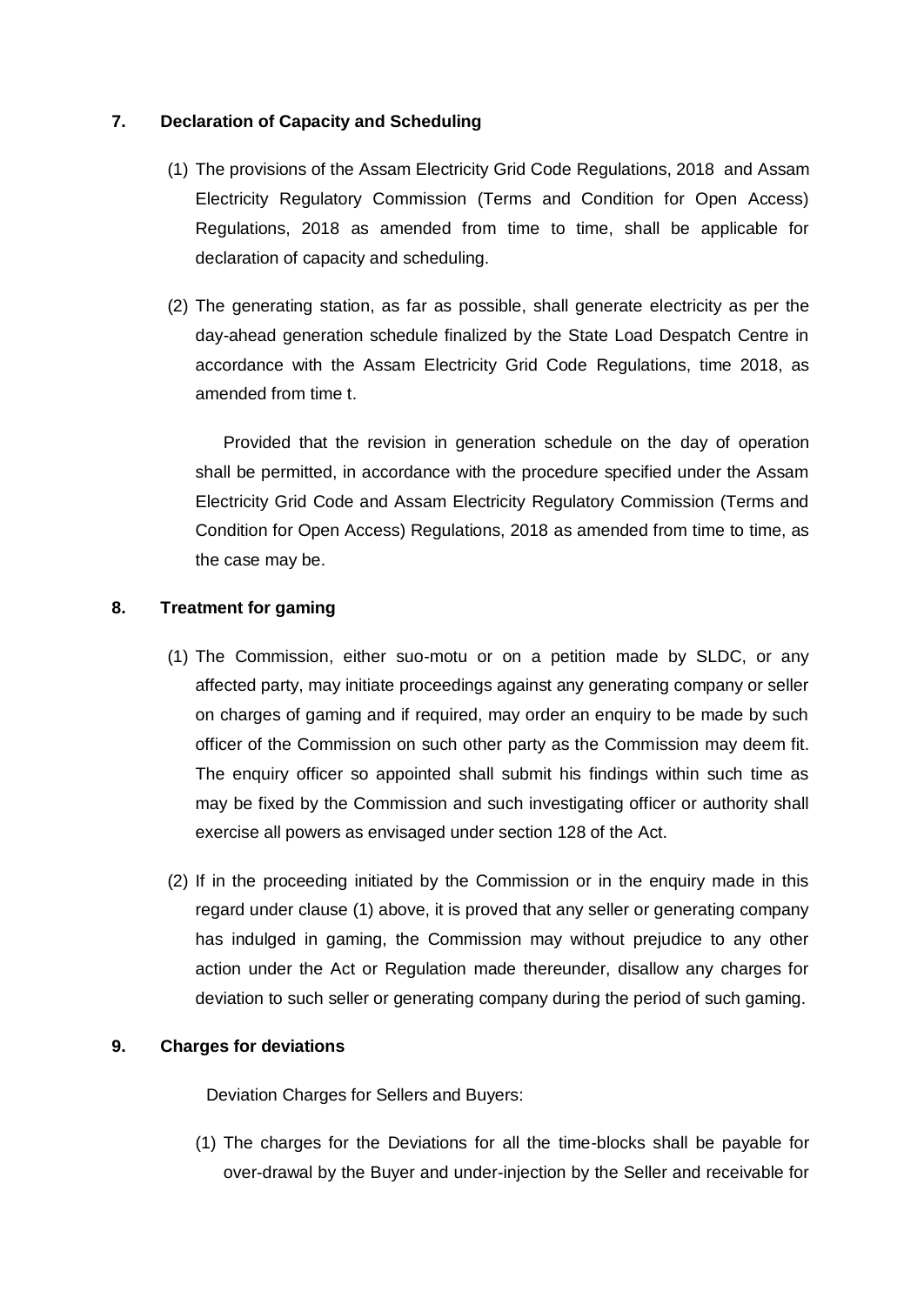## 7. Declaration of Capacity and Scheduling

(1) The provisions of the Assam Electricity Grid Code Regulations, 2018 and Assam Electricity Regulatory Commission (Terms and Condition for Open Access) Regulations, 2018 as amended from time to time, shall be applicable for declaration of capacity and scheduling.

(2) The generating station, as far as possible, shall generate electricity as per the day-ahead generation schedule finalized by the State Load Despatch Centre in accordance with the Assam Electricity Grid Code Regulations, time 2018, as amended from time t.

Provided that the revision in generation schedule on the day of operation shall be permitted, in accordance with the procedure specified under the Assam Electricity Grid Code and Assam Electricity Regulatory Commission (Terms and Condition for Open Access) Regulations, 2018 as amended from time to time, as the case may be.

## 8. Treatment for gaming

(1) The Commission, either suo-motu or on a petition made by SLDC, or any affected party, may initiate proceedings against any generating company or seller on charges of gaming and if required, may order an enquiry to be made by such officer of the Commission on such other party as the Commission may deem fit. The enquiry officer so appointed shall submit his findings within such time as may be fixed by the Commission and such investigating officer or authority shall exercise all powers as envisaged under section 128 of the Act.

(2) If in the proceeding initiated by the Commission or in the enquiry made in this regard under clause (1) above, it is proved that any seller or generating company has indulged in gaming, the Commission may without prejudice to any other action under the Act or Regulation made thereunder, disallow any charges for deviation to such seller or generating company during the period of such gaming.

## 9. Charges for deviations

Deviation Charges for Sellers and Buyers:

(1) The charges for the Deviations for all the time-blocks shall be payable for over-drawal by the Buyer and under-injection by the Seller and receivable for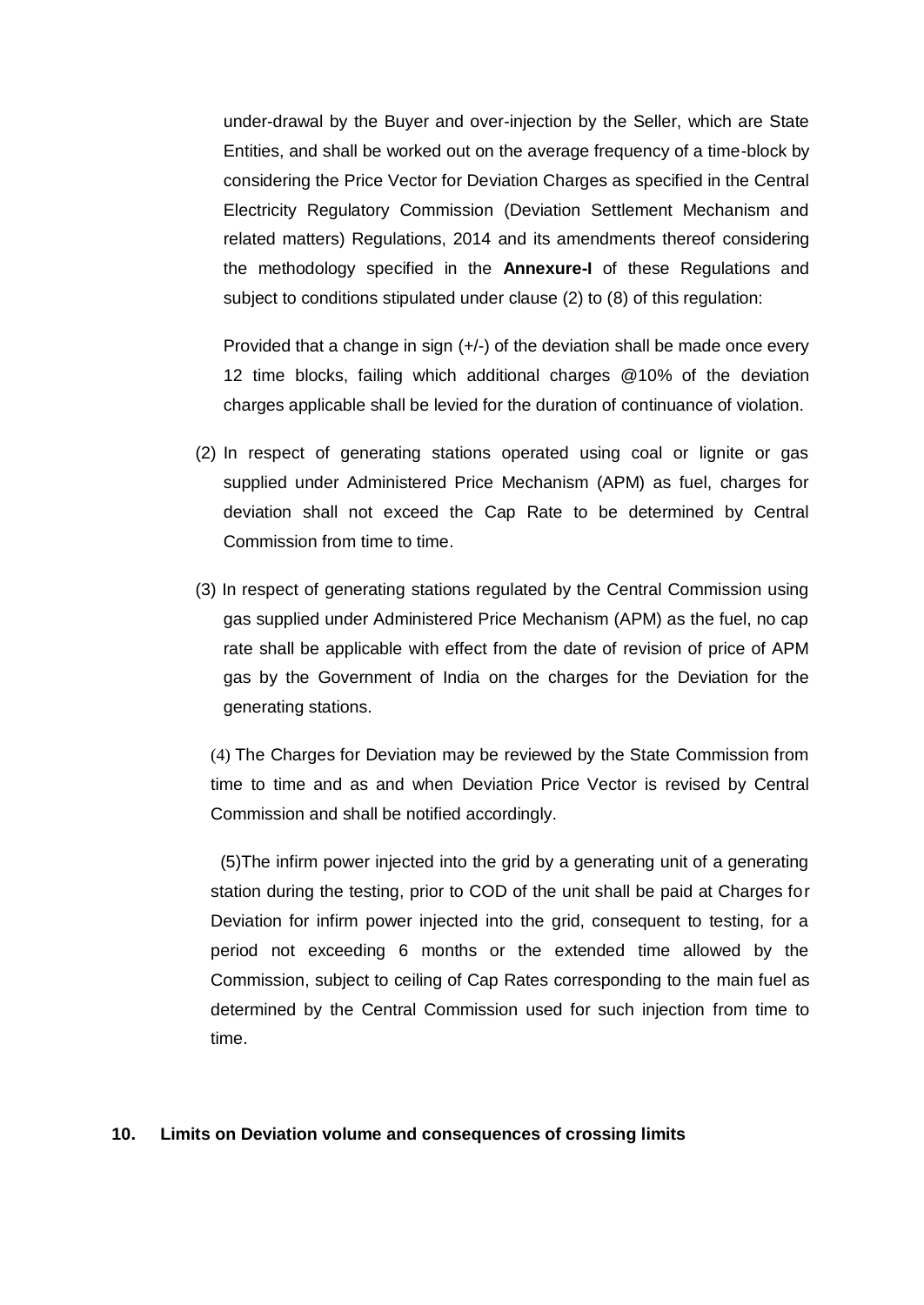under-drawal by the Buyer and over-injection by the Seller, which are State Entities, and shall be worked out on the average frequency of a time-block by considering the Price Vector for Deviation Charges as specified in the Central Electricity Regulatory Commission (Deviation Settlement Mechanism and related matters) Regulations, 2014 and its amendments thereof considering the methodology specified in the **Annexure-I** of these Regulations and subject to conditions stipulated under clause (2) to (8) of this regulation:

Provided that a change in sign (+/-) of the deviation shall be made once every 12 time blocks, failing which additional charges @10% of the deviation charges applicable shall be levied for the duration of continuance of violation.

(2) In respect of generating stations operated using coal or lignite or gas supplied under Administered Price Mechanism (APM) as fuel, charges for deviation shall not exceed the Cap Rate to be determined by Central Commission from time to time.

(3) In respect of generating stations regulated by the Central Commission using gas supplied under Administered Price Mechanism (APM) as the fuel, no cap rate shall be applicable with effect from the date of revision of price of APM gas by the Government of India on the charges for the Deviation for the generating stations.

(4) The Charges for Deviation may be reviewed by the State Commission from time to time and as and when Deviation Price Vector is revised by Central Commission and shall be notified accordingly.

(5)The infirm power injected into the grid by a generating unit of a generating station during the testing, prior to COD of the unit shall be paid at Charges for Deviation for infirm power injected into the grid, consequent to testing, for a period not exceeding 6 months or the extended time allowed by the Commission, subject to ceiling of Cap Rates corresponding to the main fuel as determined by the Central Commission used for such injection from time to time.

**10. Limits on Deviation volume and consequences of crossing limits**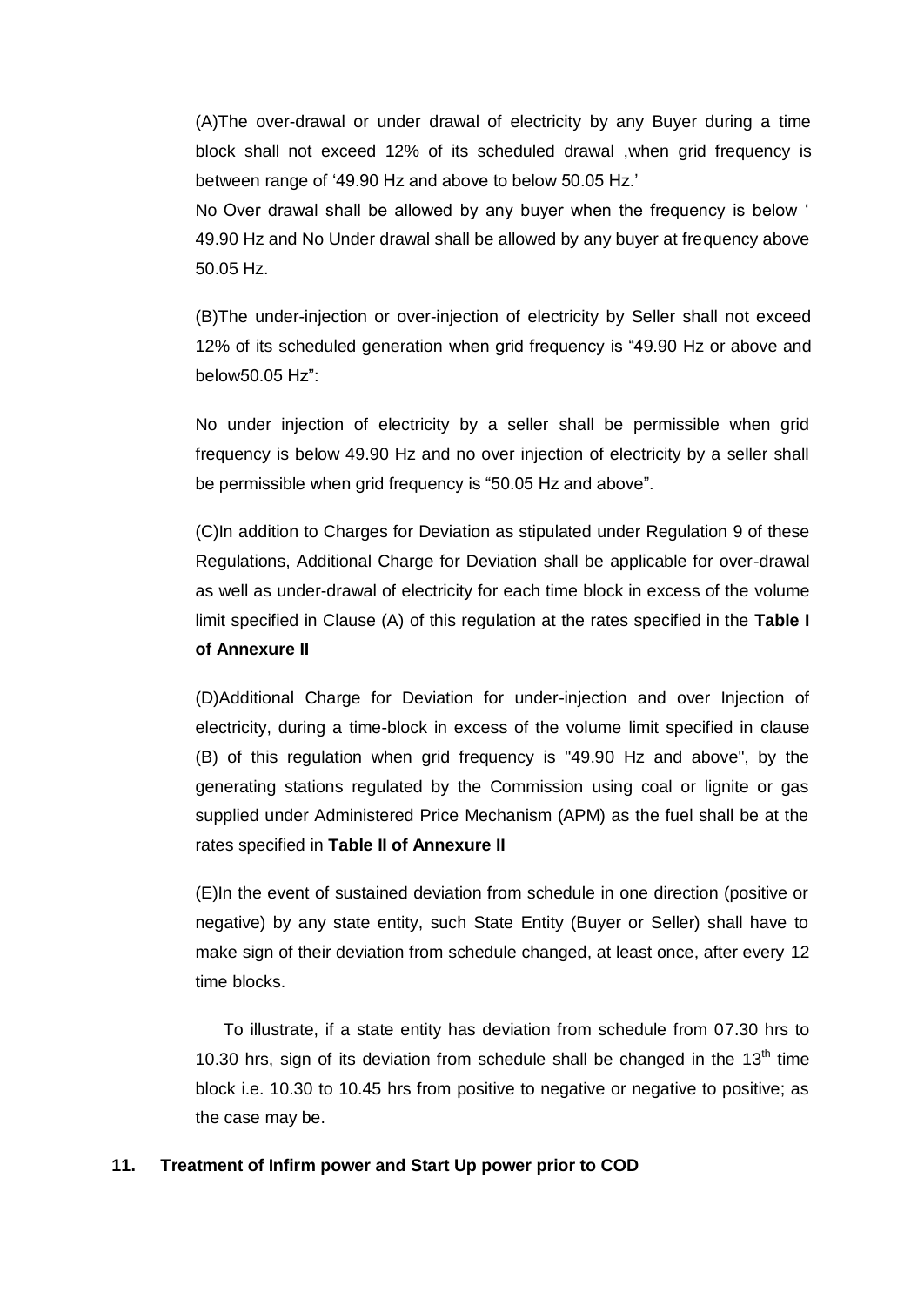(A)The over-drawal or under drawal of electricity by any Buyer during a time block shall not exceed 12% of its scheduled drawal ,when grid frequency is between range of '49.90 Hz and above to below 50.05 Hz.'

No Over drawal shall be allowed by any buyer when the frequency is below ' 49.90 Hz and No Under drawal shall be allowed by any buyer at frequency above 50.05 Hz.

(B)The under-injection or over-injection of electricity by Seller shall not exceed 12% of its scheduled generation when grid frequency is "49.90 Hz or above and below50.05 Hz":

No under injection of electricity by a seller shall be permissible when grid frequency is below 49.90 Hz and no over injection of electricity by a seller shall be permissible when grid frequency is "50.05 Hz and above".

(C)In addition to Charges for Deviation as stipulated under Regulation 9 of these Regulations, Additional Charge for Deviation shall be applicable for over-drawal as well as under-drawal of electricity for each time block in excess of the volume limit specified in Clause (A) of this regulation at the rates specified in the **Table I of Annexure II**

(D)Additional Charge for Deviation for under-injection and over Injection of electricity, during a time-block in excess of the volume limit specified in clause (B) of this regulation when grid frequency is "49.90 Hz and above", by the generating stations regulated by the Commission using coal or lignite or gas supplied under Administered Price Mechanism (APM) as the fuel shall be at the rates specified in **Table II of Annexure II**

(E)In the event of sustained deviation from schedule in one direction (positive or negative) by any state entity, such State Entity (Buyer or Seller) shall have to make sign of their deviation from schedule changed, at least once, after every 12 time blocks.

To illustrate, if a state entity has deviation from schedule from 07.30 hrs to 10.30 hrs, sign of its deviation from schedule shall be changed in the 13th time block i.e. 10.30 to 10.45 hrs from positive to negative or negative to positive; as the case may be.

**11. Treatment of Infirm power and Start Up power prior to COD**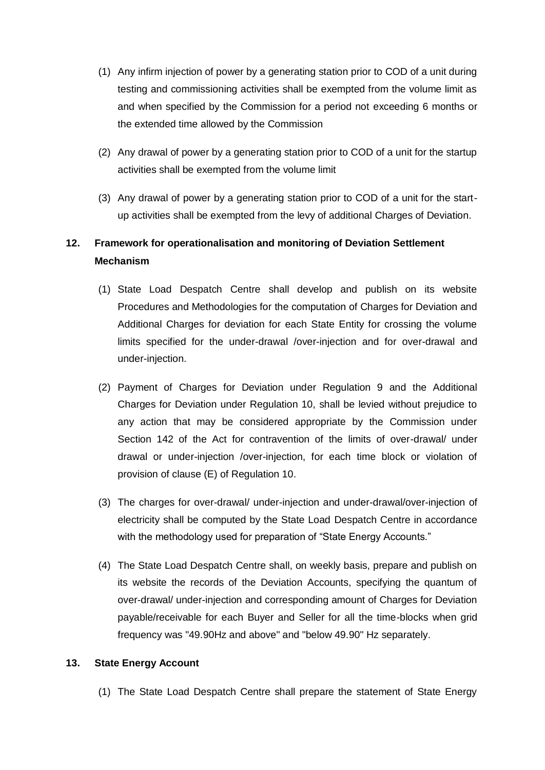(1) Any infirm injection of power by a generating station prior to COD of a unit during testing and commissioning activities shall be exempted from the volume limit as and when specified by the Commission for a period not exceeding 6 months or the extended time allowed by the Commission

(2) Any drawal of power by a generating station prior to COD of a unit for the startup activities shall be exempted from the volume limit

(3) Any drawal of power by a generating station prior to COD of a unit for the start-up activities shall be exempted from the levy of additional Charges of Deviation.

## 12. Framework for operationalisation and monitoring of Deviation Settlement Mechanism

(1) State Load Despatch Centre shall develop and publish on its website Procedures and Methodologies for the computation of Charges for Deviation and Additional Charges for deviation for each State Entity for crossing the volume limits specified for the under-drawal /over-injection and for over-drawal and under-injection.

(2) Payment of Charges for Deviation under Regulation 9 and the Additional Charges for Deviation under Regulation 10, shall be levied without prejudice to any action that may be considered appropriate by the Commission under Section 142 of the Act for contravention of the limits of over-drawal/ under drawal or under-injection /over-injection, for each time block or violation of provision of clause (E) of Regulation 10.

(3) The charges for over-drawal/ under-injection and under-drawal/over-injection of electricity shall be computed by the State Load Despatch Centre in accordance with the methodology used for preparation of "State Energy Accounts."

(4) The State Load Despatch Centre shall, on weekly basis, prepare and publish on its website the records of the Deviation Accounts, specifying the quantum of over-drawal/ under-injection and corresponding amount of Charges for Deviation payable/receivable for each Buyer and Seller for all the time-blocks when grid frequency was "49.90Hz and above" and "below 49.90" Hz separately.

## 13. State Energy Account

(1) The State Load Despatch Centre shall prepare the statement of State Energy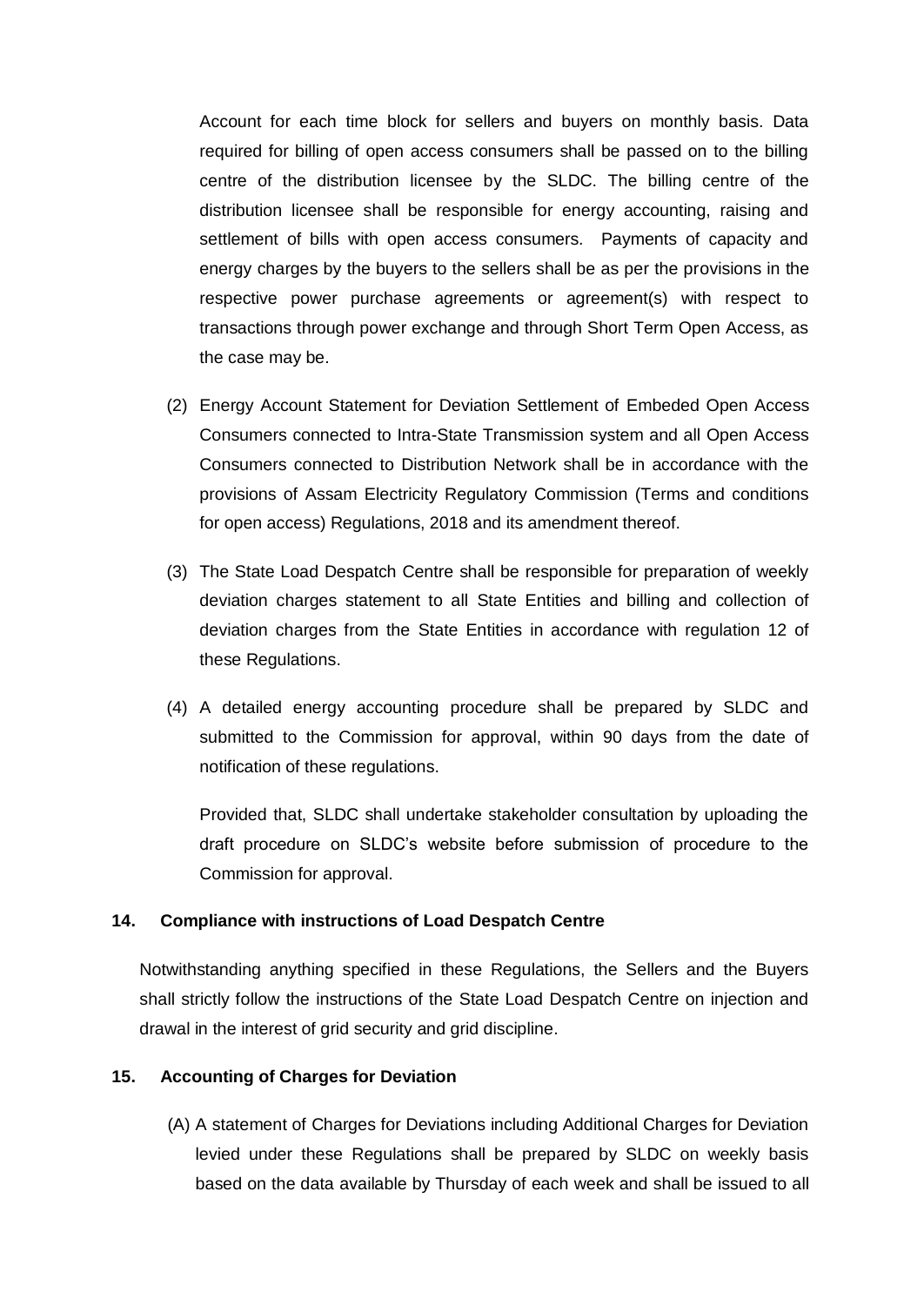Account for each time block for sellers and buyers on monthly basis. Data required for billing of open access consumers shall be passed on to the billing centre of the distribution licensee by the SLDC. The billing centre of the distribution licensee shall be responsible for energy accounting, raising and settlement of bills with open access consumers. Payments of capacity and energy charges by the buyers to the sellers shall be as per the provisions in the respective power purchase agreements or agreement(s) with respect to transactions through power exchange and through Short Term Open Access, as the case may be.

(2) Energy Account Statement for Deviation Settlement of Embeded Open Access Consumers connected to Intra-State Transmission system and all Open Access Consumers connected to Distribution Network shall be in accordance with the provisions of Assam Electricity Regulatory Commission (Terms and conditions for open access) Regulations, 2018 and its amendment thereof.

(3) The State Load Despatch Centre shall be responsible for preparation of weekly deviation charges statement to all State Entities and billing and collection of deviation charges from the State Entities in accordance with regulation 12 of these Regulations.

(4) A detailed energy accounting procedure shall be prepared by SLDC and submitted to the Commission for approval, within 90 days from the date of notification of these regulations.

Provided that, SLDC shall undertake stakeholder consultation by uploading the draft procedure on SLDC's website before submission of procedure to the Commission for approval.

**14. Compliance with instructions of Load Despatch Centre**

Notwithstanding anything specified in these Regulations, the Sellers and the Buyers shall strictly follow the instructions of the State Load Despatch Centre on injection and drawal in the interest of grid security and grid discipline.

**15. Accounting of Charges for Deviation**

(A) A statement of Charges for Deviations including Additional Charges for Deviation levied under these Regulations shall be prepared by SLDC on weekly basis based on the data available by Thursday of each week and shall be issued to all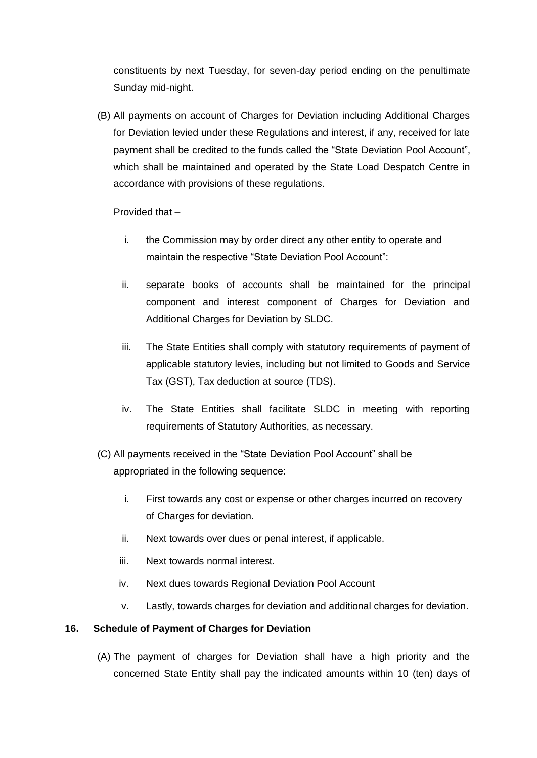constituents by next Tuesday, for seven-day period ending on the penultimate Sunday mid-night.

(B) All payments on account of Charges for Deviation including Additional Charges for Deviation levied under these Regulations and interest, if any, received for late payment shall be credited to the funds called the "State Deviation Pool Account", which shall be maintained and operated by the State Load Despatch Centre in accordance with provisions of these regulations.

Provided that –

i. the Commission may by order direct any other entity to operate and maintain the respective "State Deviation Pool Account":

ii. separate books of accounts shall be maintained for the principal component and interest component of Charges for Deviation and Additional Charges for Deviation by SLDC.

iii. The State Entities shall comply with statutory requirements of payment of applicable statutory levies, including but not limited to Goods and Service Tax (GST), Tax deduction at source (TDS).

iv. The State Entities shall facilitate SLDC in meeting with reporting requirements of Statutory Authorities, as necessary.

(C) All payments received in the "State Deviation Pool Account" shall be appropriated in the following sequence:

i. First towards any cost or expense or other charges incurred on recovery of Charges for deviation.

ii. Next towards over dues or penal interest, if applicable.

iii. Next towards normal interest.

iv. Next dues towards Regional Deviation Pool Account

v. Lastly, towards charges for deviation and additional charges for deviation.

**16. Schedule of Payment of Charges for Deviation**

(A) The payment of charges for Deviation shall have a high priority and the concerned State Entity shall pay the indicated amounts within 10 (ten) days of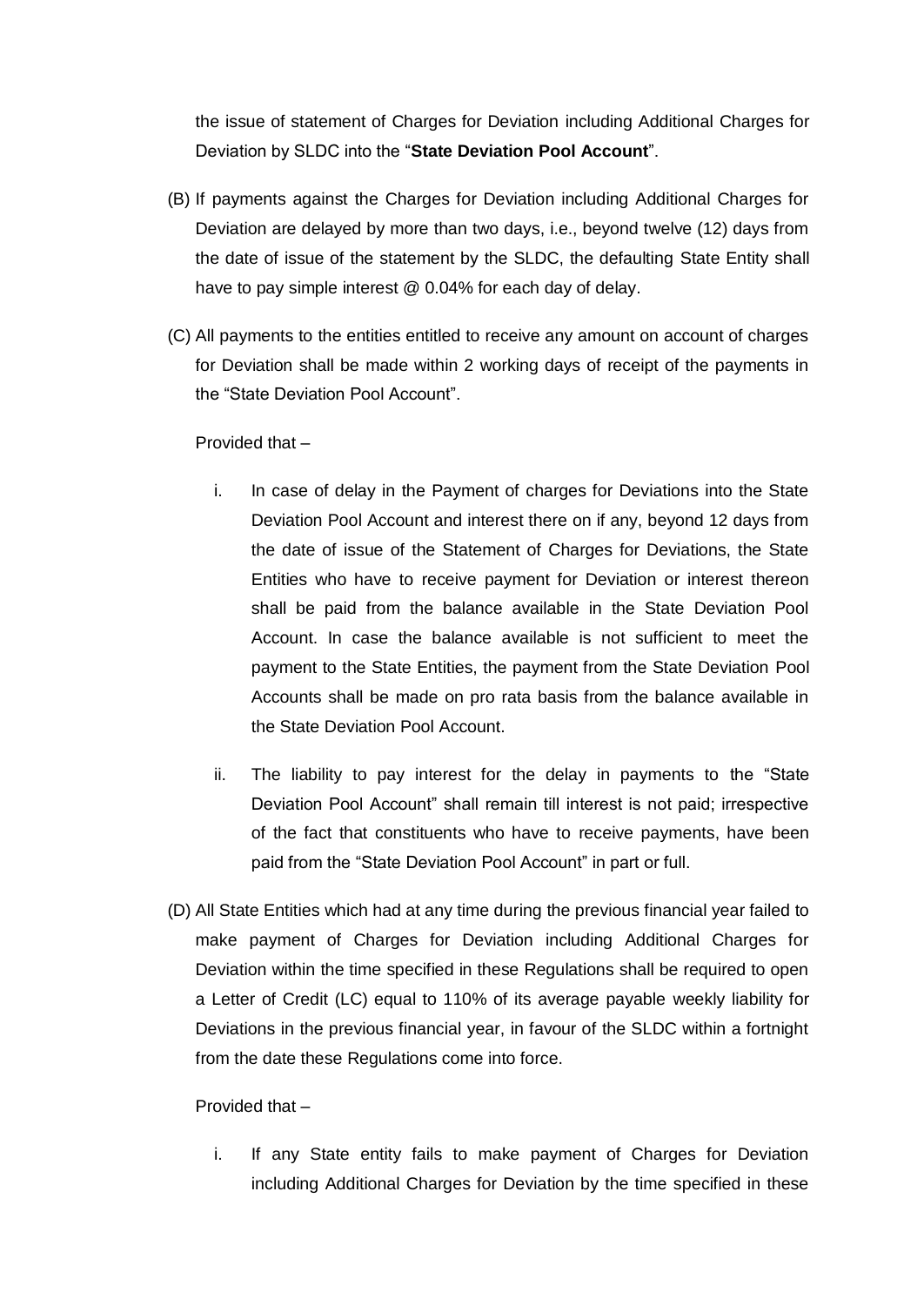the issue of statement of Charges for Deviation including Additional Charges for Deviation by SLDC into the "**State Deviation Pool Account**".

(B) If payments against the Charges for Deviation including Additional Charges for Deviation are delayed by more than two days, i.e., beyond twelve (12) days from the date of issue of the statement by the SLDC, the defaulting State Entity shall have to pay simple interest @ 0.04% for each day of delay.

(C) All payments to the entities entitled to receive any amount on account of charges for Deviation shall be made within 2 working days of receipt of the payments in the "State Deviation Pool Account".

Provided that –

i. In case of delay in the Payment of charges for Deviations into the State Deviation Pool Account and interest there on if any, beyond 12 days from the date of issue of the Statement of Charges for Deviations, the State Entities who have to receive payment for Deviation or interest thereon shall be paid from the balance available in the State Deviation Pool Account. In case the balance available is not sufficient to meet the payment to the State Entities, the payment from the State Deviation Pool Accounts shall be made on pro rata basis from the balance available in the State Deviation Pool Account.

ii. The liability to pay interest for the delay in payments to the "State Deviation Pool Account" shall remain till interest is not paid; irrespective of the fact that constituents who have to receive payments, have been paid from the "State Deviation Pool Account" in part or full.

(D) All State Entities which had at any time during the previous financial year failed to make payment of Charges for Deviation including Additional Charges for Deviation within the time specified in these Regulations shall be required to open a Letter of Credit (LC) equal to 110% of its average payable weekly liability for Deviations in the previous financial year, in favour of the SLDC within a fortnight from the date these Regulations come into force.

Provided that –

i. If any State entity fails to make payment of Charges for Deviation including Additional Charges for Deviation by the time specified in these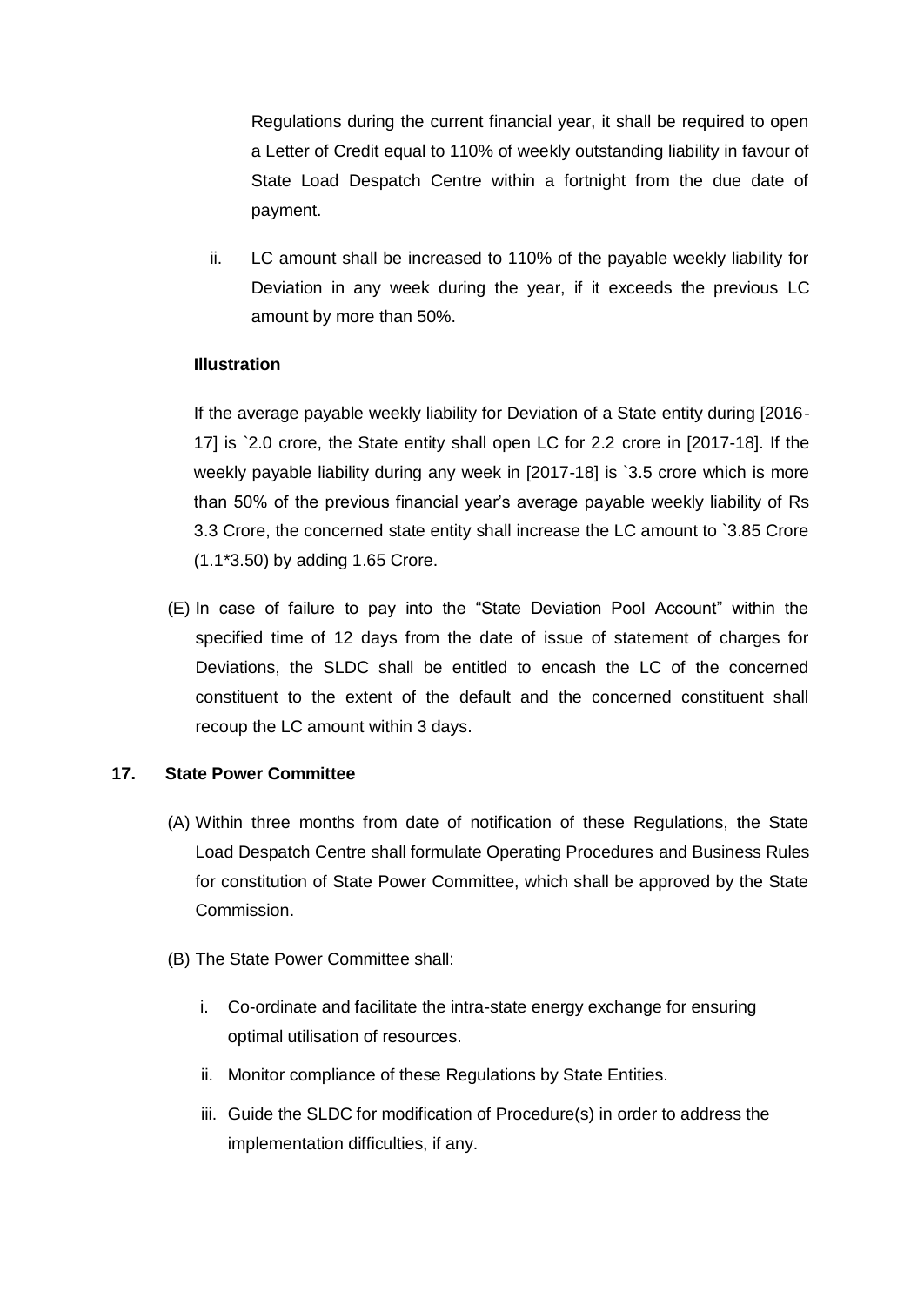Regulations during the current financial year, it shall be required to open a Letter of Credit equal to 110% of weekly outstanding liability in favour of State Load Despatch Centre within a fortnight from the due date of payment.

ii. LC amount shall be increased to 110% of the payable weekly liability for Deviation in any week during the year, if it exceeds the previous LC amount by more than 50%.

**Illustration**

If the average payable weekly liability for Deviation of a State entity during [2016-17] is `2.0 crore, the State entity shall open LC for 2.2 crore in [2017-18]. If the weekly payable liability during any week in [2017-18] is `3.5 crore which is more than 50% of the previous financial year's average payable weekly liability of Rs 3.3 Crore, the concerned state entity shall increase the LC amount to `3.85 Crore (1.1*3.50) by adding 1.65 Crore.

(E) In case of failure to pay into the "State Deviation Pool Account" within the specified time of 12 days from the date of issue of statement of charges for Deviations, the SLDC shall be entitled to encash the LC of the concerned constituent to the extent of the default and the concerned constituent shall recoup the LC amount within 3 days.

## 17. State Power Committee

(A) Within three months from date of notification of these Regulations, the State Load Despatch Centre shall formulate Operating Procedures and Business Rules for constitution of State Power Committee, which shall be approved by the State Commission.

(B) The State Power Committee shall:

i. Co-ordinate and facilitate the intra-state energy exchange for ensuring optimal utilisation of resources.

ii. Monitor compliance of these Regulations by State Entities.

iii. Guide the SLDC for modification of Procedure(s) in order to address the implementation difficulties, if any.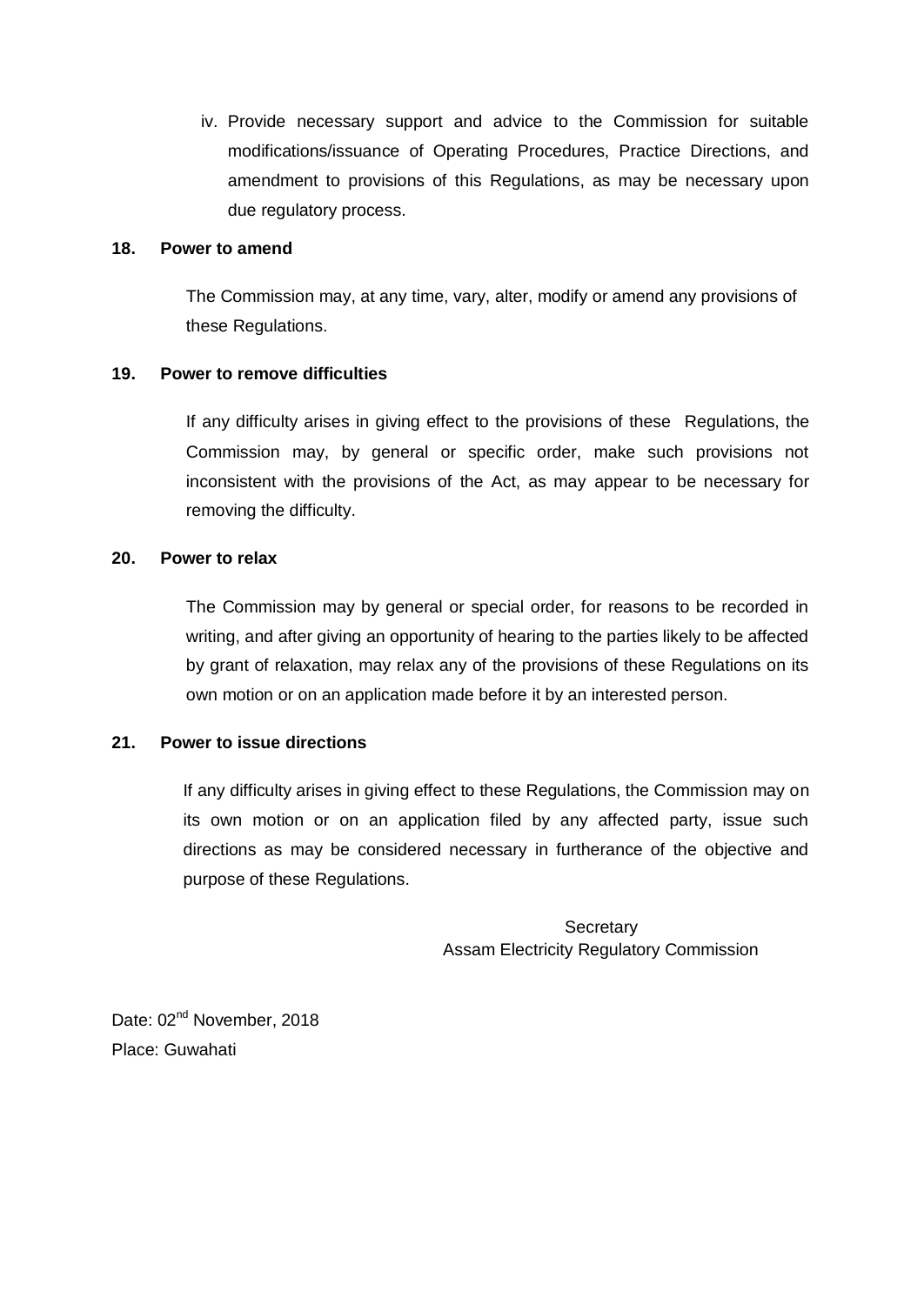iv. Provide necessary support and advice to the Commission for suitable modifications/issuance of Operating Procedures, Practice Directions, and amendment to provisions of this Regulations, as may be necessary upon due regulatory process.

**18. Power to amend**

The Commission may, at any time, vary, alter, modify or amend any provisions of these Regulations.

**19. Power to remove difficulties**

If any difficulty arises in giving effect to the provisions of these Regulations, the Commission may, by general or specific order, make such provisions not inconsistent with the provisions of the Act, as may appear to be necessary for removing the difficulty.

**20. Power to relax**

The Commission may by general or special order, for reasons to be recorded in writing, and after giving an opportunity of hearing to the parties likely to be affected by grant of relaxation, may relax any of the provisions of these Regulations on its own motion or on an application made before it by an interested person.

**21. Power to issue directions**

If any difficulty arises in giving effect to these Regulations, the Commission may on its own motion or on an application filed by any affected party, issue such directions as may be considered necessary in furtherance of the objective and purpose of these Regulations.

Secretary
Assam Electricity Regulatory Commission

Date: 02nd November, 2018
Place: Guwahati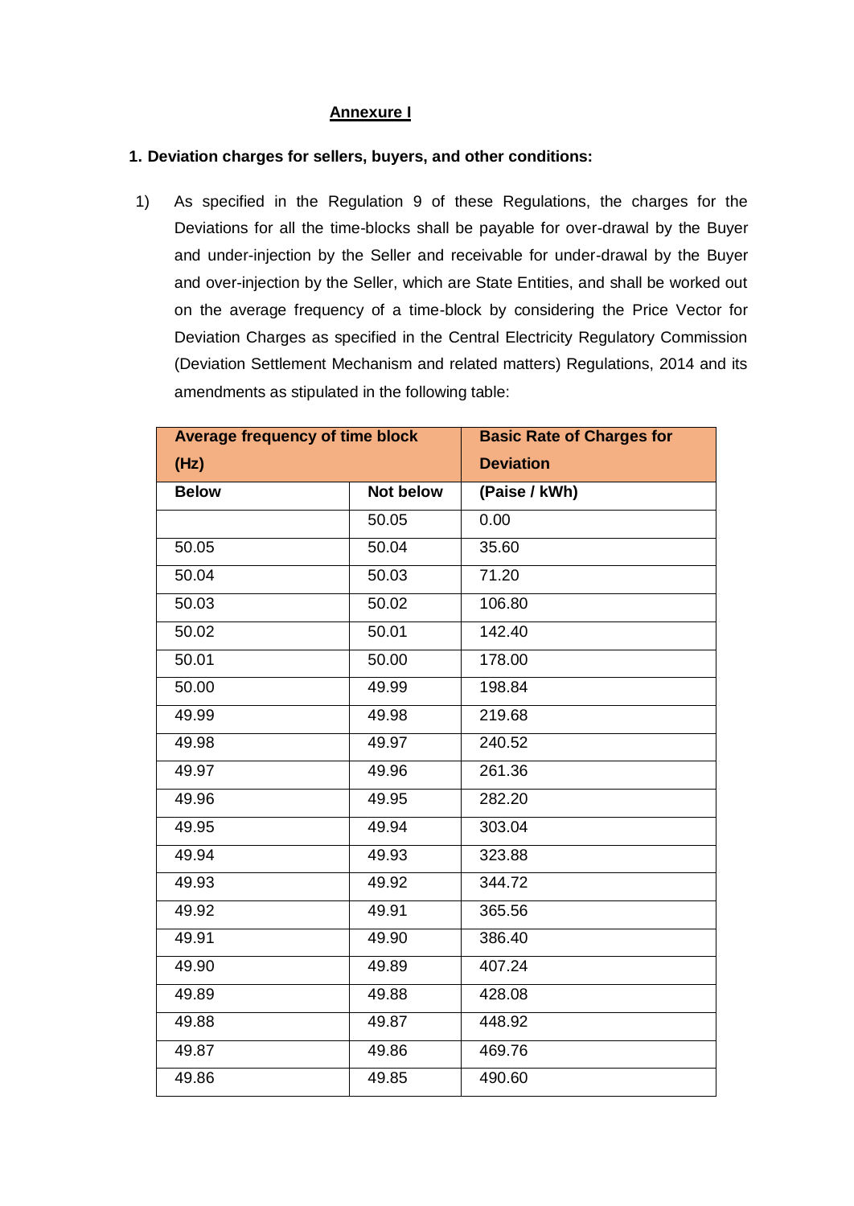**Annexure I**

**1. Deviation charges for sellers, buyers, and other conditions:**

1) As specified in the Regulation 9 of these Regulations, the charges for the Deviations for all the time-blocks shall be payable for over-drawal by the Buyer and under-injection by the Seller and receivable for under-drawal by the Buyer and over-injection by the Seller, which are State Entities, and shall be worked out on the average frequency of a time-block by considering the Price Vector for Deviation Charges as specified in the Central Electricity Regulatory Commission (Deviation Settlement Mechanism and related matters) Regulations, 2014 and its amendments as stipulated in the following table:

| **Average frequency of time block (Hz)** | | **Basic Rate of Charges for Deviation** |
|---|---|---|
| **Below** | **Not below** | **(Paise / kWh)** |
| | 50.05 | 0.00 |
| 50.05 | 50.04 | 35.60 |
| 50.04 | 50.03 | 71.20 |
| 50.03 | 50.02 | 106.80 |
| 50.02 | 50.01 | 142.40 |
| 50.01 | 50.00 | 178.00 |
| 50.00 | 49.99 | 198.84 |
| 49.99 | 49.98 | 219.68 |
| 49.98 | 49.97 | 240.52 |
| 49.97 | 49.96 | 261.36 |
| 49.96 | 49.95 | 282.20 |
| 49.95 | 49.94 | 303.04 |
| 49.94 | 49.93 | 323.88 |
| 49.93 | 49.92 | 344.72 |
| 49.92 | 49.91 | 365.56 |
| 49.91 | 49.90 | 386.40 |
| 49.90 | 49.89 | 407.24 |
| 49.89 | 49.88 | 428.08 |
| 49.88 | 49.87 | 448.92 |
| 49.87 | 49.86 | 469.76 |
| 49.86 | 49.85 | 490.60 |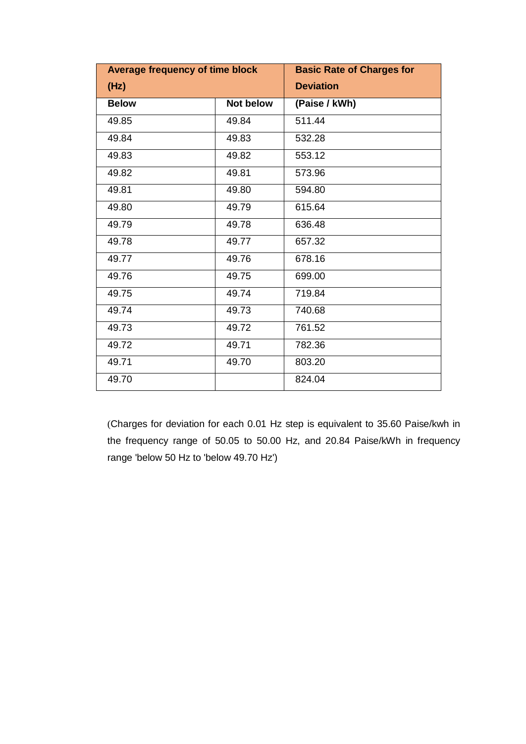| Average frequency of time block (Hz) | | Basic Rate of Charges for Deviation |
|---|---|---|
| Below | Not below | (Paise / kWh) |
| 49.85 | 49.84 | 511.44 |
| 49.84 | 49.83 | 532.28 |
| 49.83 | 49.82 | 553.12 |
| 49.82 | 49.81 | 573.96 |
| 49.81 | 49.80 | 594.80 |
| 49.80 | 49.79 | 615.64 |
| 49.79 | 49.78 | 636.48 |
| 49.78 | 49.77 | 657.32 |
| 49.77 | 49.76 | 678.16 |
| 49.76 | 49.75 | 699.00 |
| 49.75 | 49.74 | 719.84 |
| 49.74 | 49.73 | 740.68 |
| 49.73 | 49.72 | 761.52 |
| 49.72 | 49.71 | 782.36 |
| 49.71 | 49.70 | 803.20 |
| 49.70 | | 824.04 |

(Charges for deviation for each 0.01 Hz step is equivalent to 35.60 Paise/kwh in the frequency range of 50.05 to 50.00 Hz, and 20.84 Paise/kWh in frequency range 'below 50 Hz to 'below 49.70 Hz')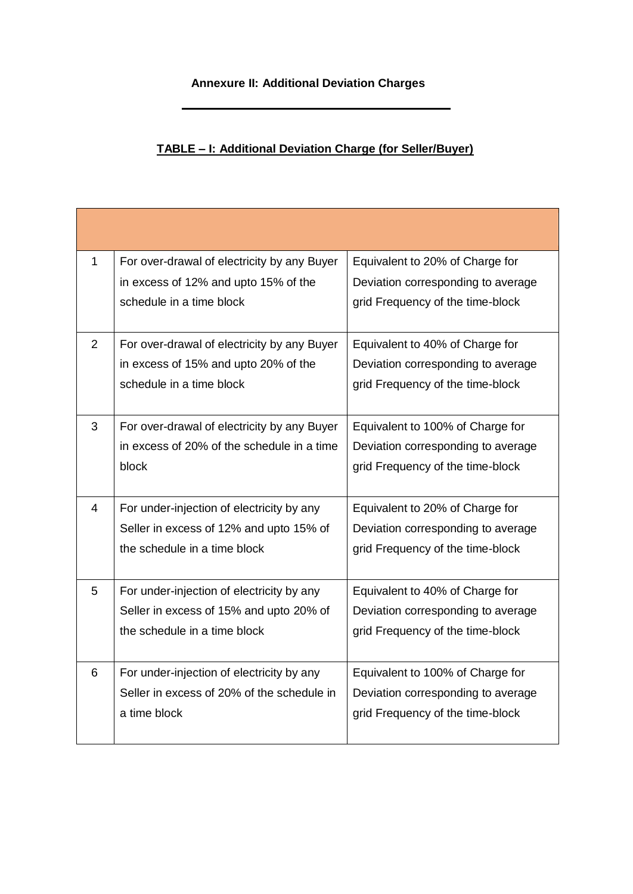**Annexure II: Additional Deviation Charges**

---

**TABLE – I: Additional Deviation Charge (for Seller/Buyer)**

| | | |
|---|---|---|
| 1 | For over-drawal of electricity by any Buyer in excess of 12% and upto 15% of the schedule in a time block | Equivalent to 20% of Charge for Deviation corresponding to average grid Frequency of the time-block |
| 2 | For over-drawal of electricity by any Buyer in excess of 15% and upto 20% of the schedule in a time block | Equivalent to 40% of Charge for Deviation corresponding to average grid Frequency of the time-block |
| 3 | For over-drawal of electricity by any Buyer in excess of 20% of the schedule in a time block | Equivalent to 100% of Charge for Deviation corresponding to average grid Frequency of the time-block |
| 4 | For under-injection of electricity by any Seller in excess of 12% and upto 15% of the schedule in a time block | Equivalent to 20% of Charge for Deviation corresponding to average grid Frequency of the time-block |
| 5 | For under-injection of electricity by any Seller in excess of 15% and upto 20% of the schedule in a time block | Equivalent to 40% of Charge for Deviation corresponding to average grid Frequency of the time-block |
| 6 | For under-injection of electricity by any Seller in excess of 20% of the schedule in a time block | Equivalent to 100% of Charge for Deviation corresponding to average grid Frequency of the time-block |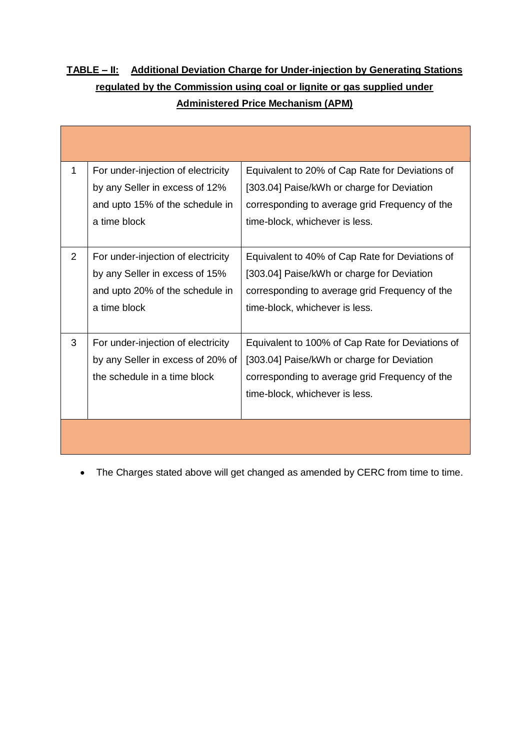**TABLE – II: Additional Deviation Charge for Under-injection by Generating Stations regulated by the Commission using coal or lignite or gas supplied under Administered Price Mechanism (APM)**

| | | |
|---|---|---|
| 1 | For under-injection of electricity by any Seller in excess of 12% and upto 15% of the schedule in a time block | Equivalent to 20% of Cap Rate for Deviations of [303.04] Paise/kWh or charge for Deviation corresponding to average grid Frequency of the time-block, whichever is less. |
| 2 | For under-injection of electricity by any Seller in excess of 15% and upto 20% of the schedule in a time block | Equivalent to 40% of Cap Rate for Deviations of [303.04] Paise/kWh or charge for Deviation corresponding to average grid Frequency of the time-block, whichever is less. |
| 3 | For under-injection of electricity by any Seller in excess of 20% of the schedule in a time block | Equivalent to 100% of Cap Rate for Deviations of [303.04] Paise/kWh or charge for Deviation corresponding to average grid Frequency of the time-block, whichever is less. |

- The Charges stated above will get changed as amended by CERC from time to time.